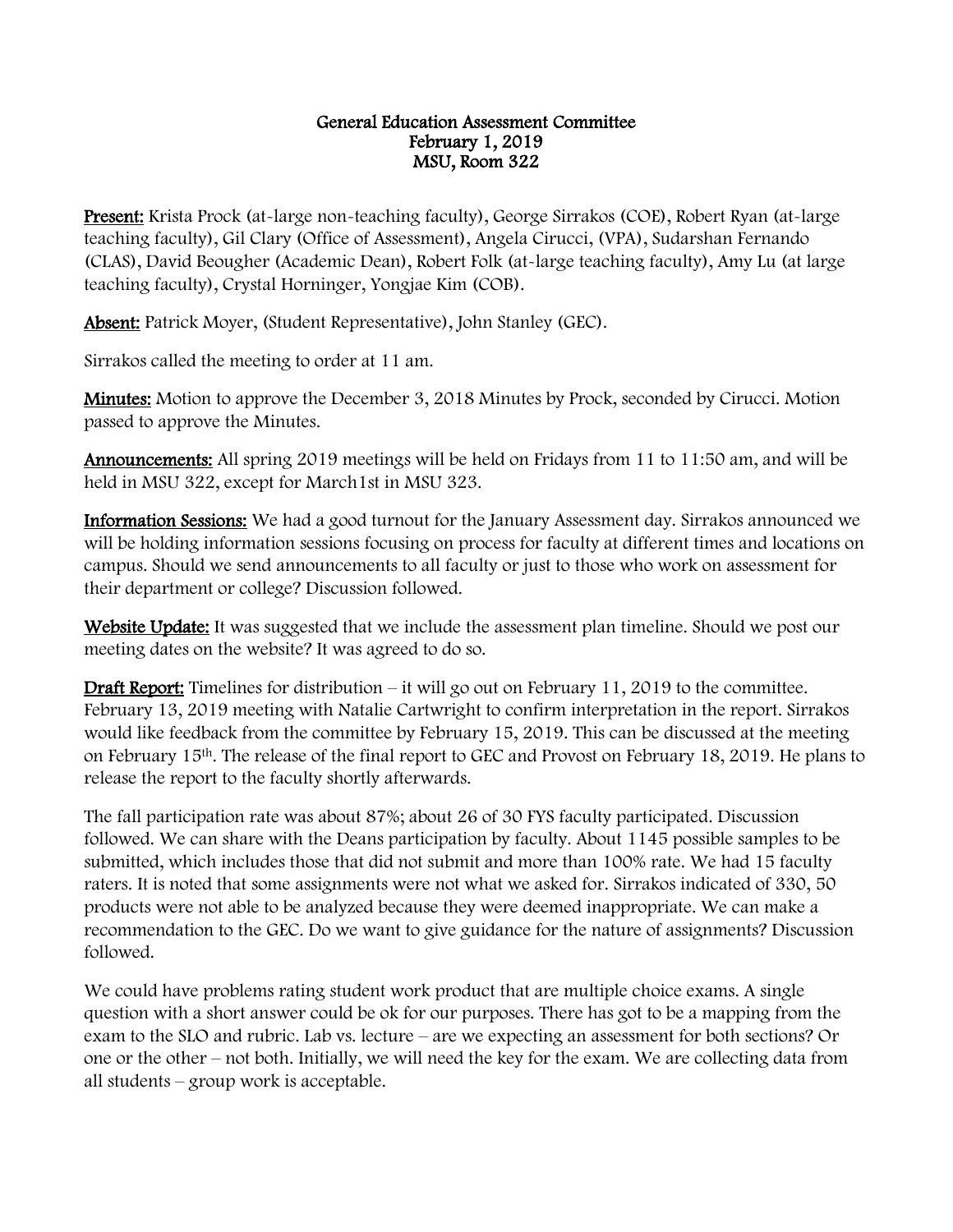**General Education Assessment Committee**
**February 1, 2019**
**MSU, Room 322**

**Present:** Krista Prock (at-large non-teaching faculty), George Sirrakos (COE), Robert Ryan (at-large teaching faculty), Gil Clary (Office of Assessment), Angela Cirucci, (VPA), Sudarshan Fernando (CLAS), David Beougher (Academic Dean), Robert Folk (at-large teaching faculty), Amy Lu (at large teaching faculty), Crystal Horninger, Yongjae Kim (COB).

**Absent:** Patrick Moyer, (Student Representative), John Stanley (GEC).

Sirrakos called the meeting to order at 11 am.

**Minutes:** Motion to approve the December 3, 2018 Minutes by Prock, seconded by Cirucci. Motion passed to approve the Minutes.

**Announcements:** All spring 2019 meetings will be held on Fridays from 11 to 11:50 am, and will be held in MSU 322, except for March1st in MSU 323.

**Information Sessions:** We had a good turnout for the January Assessment day. Sirrakos announced we will be holding information sessions focusing on process for faculty at different times and locations on campus. Should we send announcements to all faculty or just to those who work on assessment for their department or college? Discussion followed.

**Website Update:** It was suggested that we include the assessment plan timeline. Should we post our meeting dates on the website? It was agreed to do so.

**Draft Report:** Timelines for distribution – it will go out on February 11, 2019 to the committee. February 13, 2019 meeting with Natalie Cartwright to confirm interpretation in the report. Sirrakos would like feedback from the committee by February 15, 2019. This can be discussed at the meeting on February 15th. The release of the final report to GEC and Provost on February 18, 2019. He plans to release the report to the faculty shortly afterwards.

The fall participation rate was about 87%; about 26 of 30 FYS faculty participated. Discussion followed. We can share with the Deans participation by faculty. About 1145 possible samples to be submitted, which includes those that did not submit and more than 100% rate. We had 15 faculty raters. It is noted that some assignments were not what we asked for. Sirrakos indicated of 330, 50 products were not able to be analyzed because they were deemed inappropriate. We can make a recommendation to the GEC. Do we want to give guidance for the nature of assignments? Discussion followed.

We could have problems rating student work product that are multiple choice exams. A single question with a short answer could be ok for our purposes. There has got to be a mapping from the exam to the SLO and rubric. Lab vs. lecture – are we expecting an assessment for both sections? Or one or the other – not both. Initially, we will need the key for the exam. We are collecting data from all students – group work is acceptable.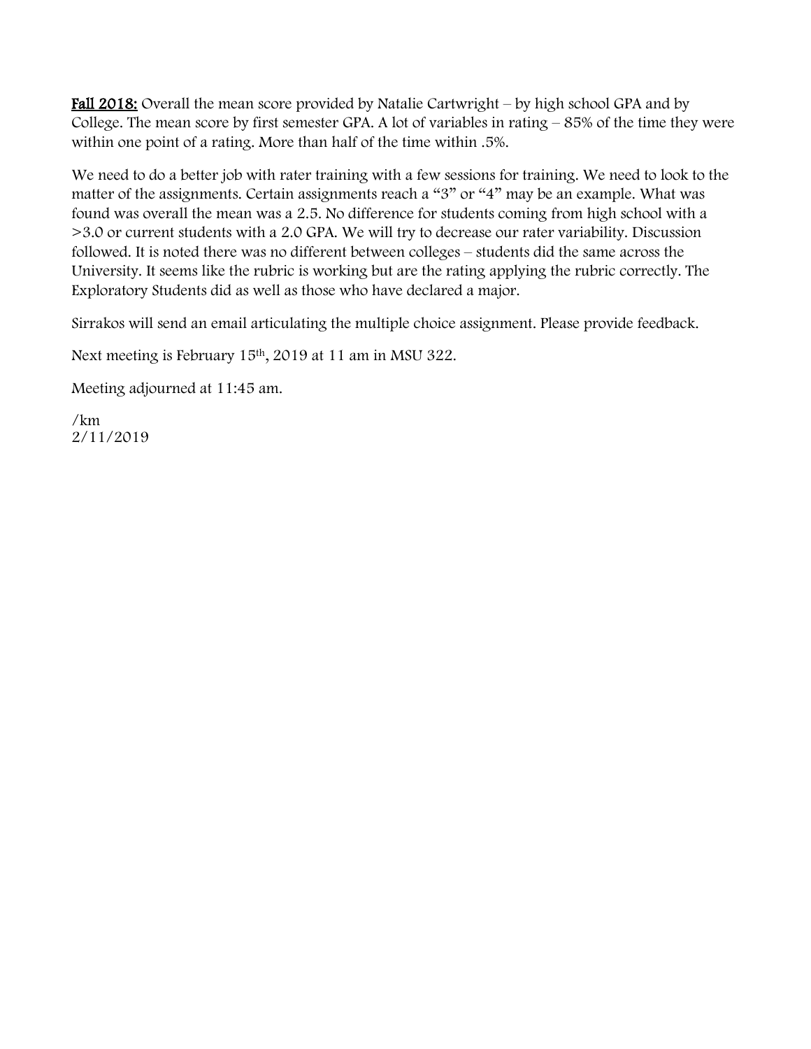**Fall 2018:** Overall the mean score provided by Natalie Cartwright – by high school GPA and by College. The mean score by first semester GPA. A lot of variables in rating – 85% of the time they were within one point of a rating. More than half of the time within .5%.

We need to do a better job with rater training with a few sessions for training. We need to look to the matter of the assignments. Certain assignments reach a "3" or "4" may be an example. What was found was overall the mean was a 2.5. No difference for students coming from high school with a >3.0 or current students with a 2.0 GPA. We will try to decrease our rater variability. Discussion followed. It is noted there was no different between colleges – students did the same across the University. It seems like the rubric is working but are the rating applying the rubric correctly. The Exploratory Students did as well as those who have declared a major.

Sirrakos will send an email articulating the multiple choice assignment. Please provide feedback.

Next meeting is February 15th, 2019 at 11 am in MSU 322.

Meeting adjourned at 11:45 am.

/km
2/11/2019